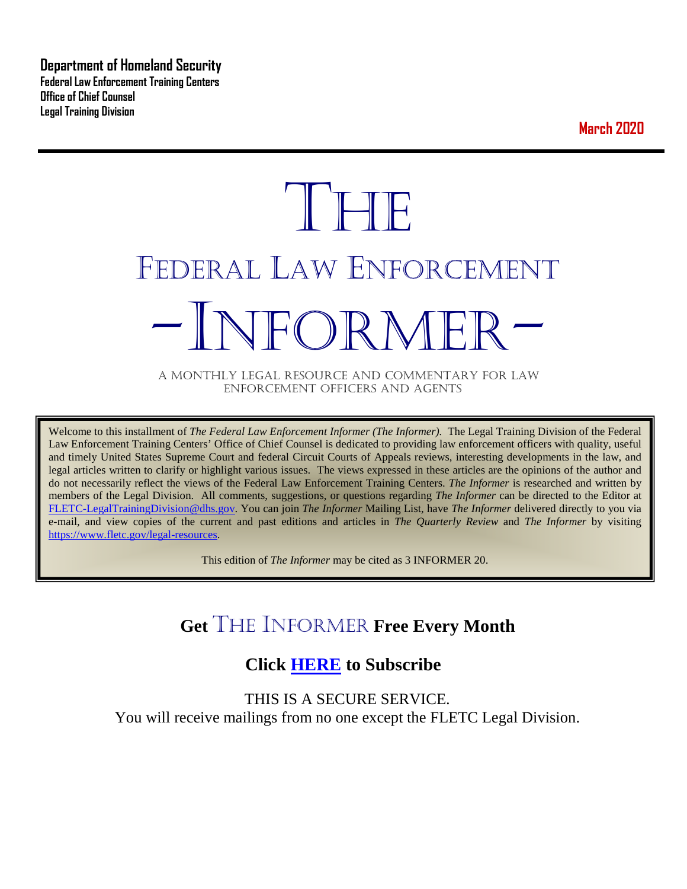**Department of Homeland Security**
**Federal Law Enforcement Training Centers**
**Office of Chief Counsel**
**Legal Training Division**

**March 2020**

# THE FEDERAL LAW ENFORCEMENT -INFORMER-

A MONTHLY LEGAL RESOURCE AND COMMENTARY FOR LAW ENFORCEMENT OFFICERS AND AGENTS

Welcome to this installment of *The Federal Law Enforcement Informer (The Informer).* The Legal Training Division of the Federal Law Enforcement Training Centers' Office of Chief Counsel is dedicated to providing law enforcement officers with quality, useful and timely United States Supreme Court and federal Circuit Courts of Appeals reviews, interesting developments in the law, and legal articles written to clarify or highlight various issues. The views expressed in these articles are the opinions of the author and do not necessarily reflect the views of the Federal Law Enforcement Training Centers. *The Informer* is researched and written by members of the Legal Division. All comments, suggestions, or questions regarding *The Informer* can be directed to the Editor at FLETC-LegalTrainingDivision@dhs.gov. You can join *The Informer* Mailing List, have *The Informer* delivered directly to you via e-mail, and view copies of the current and past editions and articles in *The Quarterly Review* and *The Informer* by visiting https://www.fletc.gov/legal-resources.

This edition of *The Informer* may be cited as 3 INFORMER 20.

## Get THE INFORMER Free Every Month

## Click HERE to Subscribe

THIS IS A SECURE SERVICE.
You will receive mailings from no one except the FLETC Legal Division.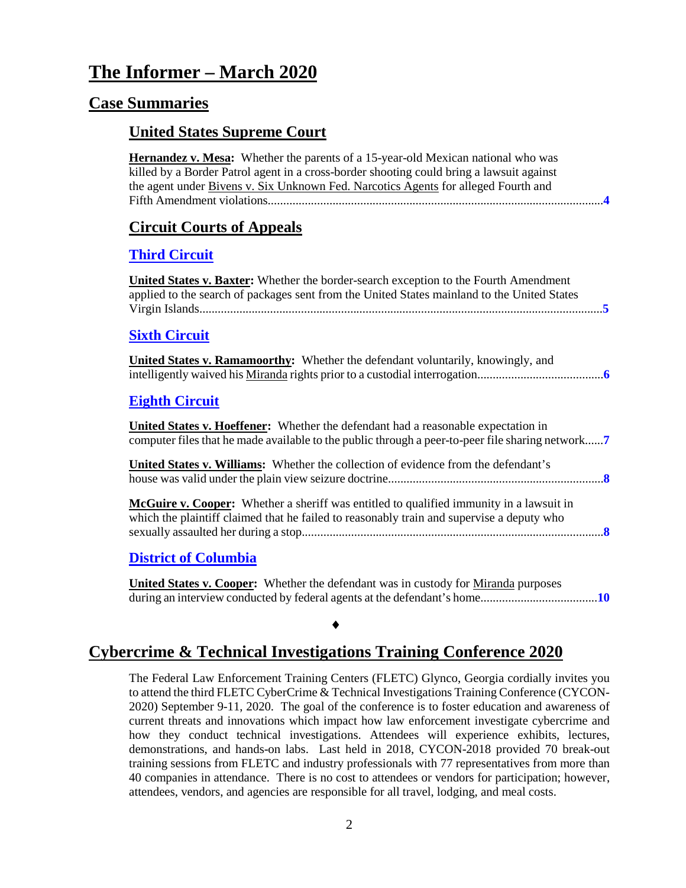# The Informer – March 2020

## Case Summaries

### United States Supreme Court

**Hernandez v. Mesa:** Whether the parents of a 15-year-old Mexican national who was killed by a Border Patrol agent in a cross-border shooting could bring a lawsuit against the agent under Bivens v. Six Unknown Fed. Narcotics Agents for alleged Fourth and Fifth Amendment violations............................................................................................................**4**

### Circuit Courts of Appeals

#### Third Circuit

**United States v. Baxter:** Whether the border-search exception to the Fourth Amendment applied to the search of packages sent from the United States mainland to the United States Virgin Islands....................................................................................................................................**5**

#### Sixth Circuit

**United States v. Ramamoorthy:** Whether the defendant voluntarily, knowingly, and intelligently waived his Miranda rights prior to a custodial interrogation.........................................**6**

#### Eighth Circuit

**United States v. Hoeffener:** Whether the defendant had a reasonable expectation in computer files that he made available to the public through a peer-to-peer file sharing network......**7**

**United States v. Williams:** Whether the collection of evidence from the defendant's house was valid under the plain view seizure doctrine......................................................................**8**

**McGuire v. Cooper:** Whether a sheriff was entitled to qualified immunity in a lawsuit in which the plaintiff claimed that he failed to reasonably train and supervise a deputy who sexually assaulted her during a stop.................................................................................................**8**

#### District of Columbia

**United States v. Cooper:** Whether the defendant was in custody for Miranda purposes during an interview conducted by federal agents at the defendant's home......................................**10**

♦

## Cybercrime & Technical Investigations Training Conference 2020

The Federal Law Enforcement Training Centers (FLETC) Glynco, Georgia cordially invites you to attend the third FLETC CyberCrime & Technical Investigations Training Conference (CYCON-2020) September 9-11, 2020. The goal of the conference is to foster education and awareness of current threats and innovations which impact how law enforcement investigate cybercrime and how they conduct technical investigations. Attendees will experience exhibits, lectures, demonstrations, and hands-on labs. Last held in 2018, CYCON-2018 provided 70 break-out training sessions from FLETC and industry professionals with 77 representatives from more than 40 companies in attendance. There is no cost to attendees or vendors for participation; however, attendees, vendors, and agencies are responsible for all travel, lodging, and meal costs.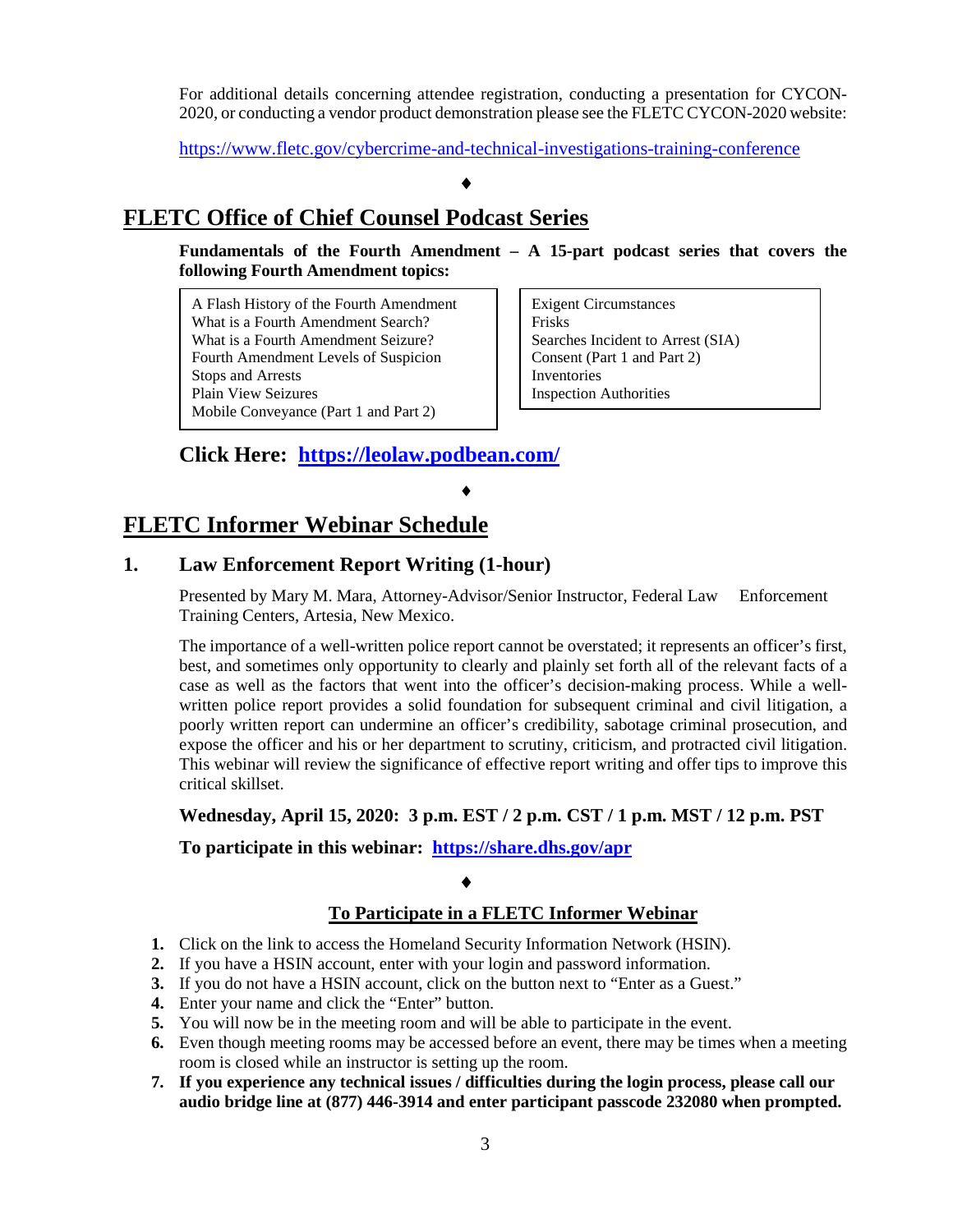For additional details concerning attendee registration, conducting a presentation for CYCON-2020, or conducting a vendor product demonstration please see the FLETC CYCON-2020 website:

https://www.fletc.gov/cybercrime-and-technical-investigations-training-conference

♦

## FLETC Office of Chief Counsel Podcast Series

**Fundamentals of the Fourth Amendment – A 15-part podcast series that covers the following Fourth Amendment topics:**

A Flash History of the Fourth Amendment
What is a Fourth Amendment Search?
What is a Fourth Amendment Seizure?
Fourth Amendment Levels of Suspicion
Stops and Arrests
Plain View Seizures
Mobile Conveyance (Part 1 and Part 2)

Exigent Circumstances
Frisks
Searches Incident to Arrest (SIA)
Consent (Part 1 and Part 2)
Inventories
Inspection Authorities

**Click Here: https://leolaw.podbean.com/**

♦

## FLETC Informer Webinar Schedule

### 1. Law Enforcement Report Writing (1-hour)

Presented by Mary M. Mara, Attorney-Advisor/Senior Instructor, Federal Law Enforcement Training Centers, Artesia, New Mexico.

The importance of a well-written police report cannot be overstated; it represents an officer's first, best, and sometimes only opportunity to clearly and plainly set forth all of the relevant facts of a case as well as the factors that went into the officer's decision-making process. While a well-written police report provides a solid foundation for subsequent criminal and civil litigation, a poorly written report can undermine an officer's credibility, sabotage criminal prosecution, and expose the officer and his or her department to scrutiny, criticism, and protracted civil litigation. This webinar will review the significance of effective report writing and offer tips to improve this critical skillset.

**Wednesday, April 15, 2020: 3 p.m. EST / 2 p.m. CST / 1 p.m. MST / 12 p.m. PST**

**To participate in this webinar: https://share.dhs.gov/apr**

♦

### To Participate in a FLETC Informer Webinar

1. Click on the link to access the Homeland Security Information Network (HSIN).
2. If you have a HSIN account, enter with your login and password information.
3. If you do not have a HSIN account, click on the button next to "Enter as a Guest."
4. Enter your name and click the "Enter" button.
5. You will now be in the meeting room and will be able to participate in the event.
6. Even though meeting rooms may be accessed before an event, there may be times when a meeting room is closed while an instructor is setting up the room.
7. **If you experience any technical issues / difficulties during the login process, please call our audio bridge line at (877) 446-3914 and enter participant passcode 232080 when prompted.**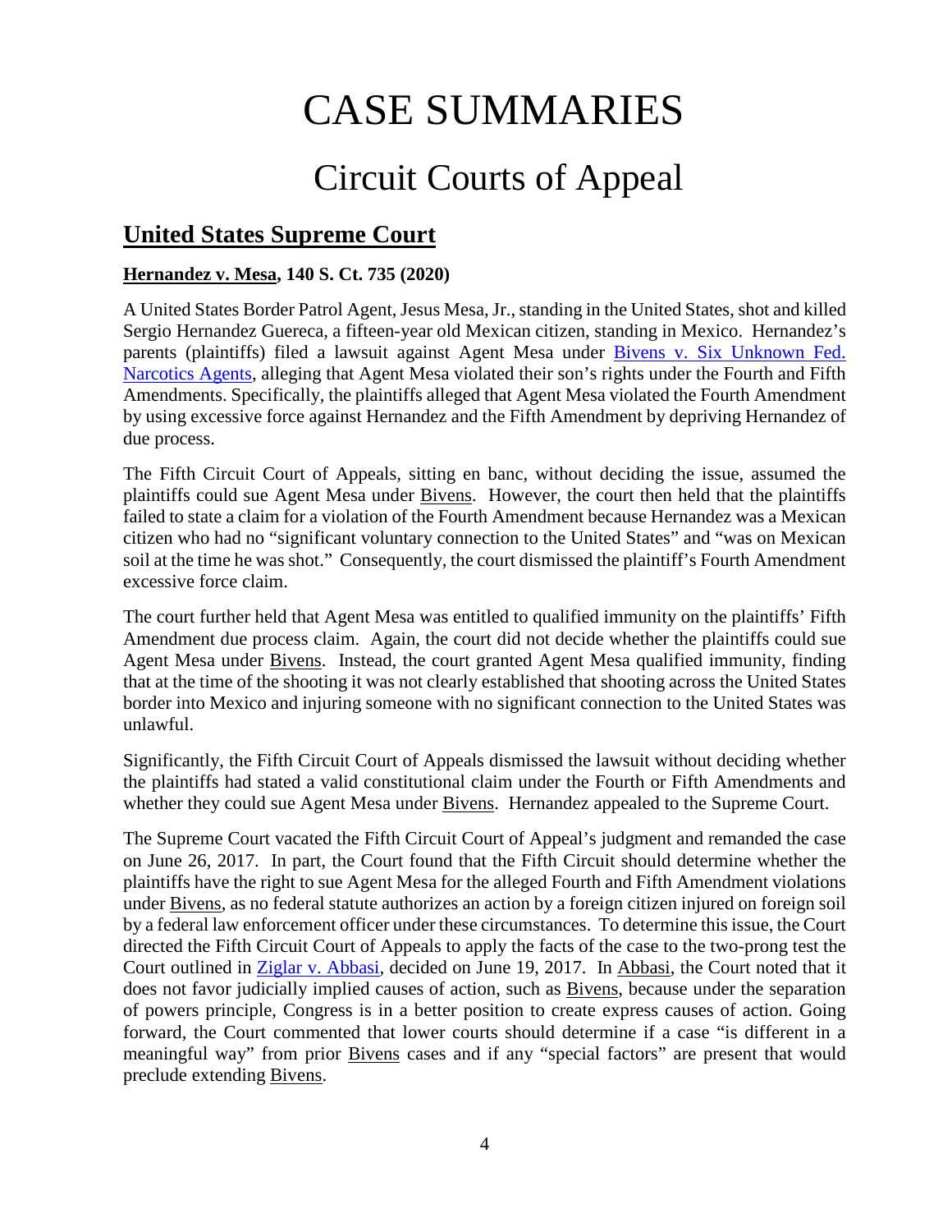# CASE SUMMARIES

## Circuit Courts of Appeal

### United States Supreme Court

**Hernandez v. Mesa, 140 S. Ct. 735 (2020)**

A United States Border Patrol Agent, Jesus Mesa, Jr., standing in the United States, shot and killed Sergio Hernandez Guereca, a fifteen-year old Mexican citizen, standing in Mexico. Hernandez's parents (plaintiffs) filed a lawsuit against Agent Mesa under Bivens v. Six Unknown Fed. Narcotics Agents, alleging that Agent Mesa violated their son's rights under the Fourth and Fifth Amendments. Specifically, the plaintiffs alleged that Agent Mesa violated the Fourth Amendment by using excessive force against Hernandez and the Fifth Amendment by depriving Hernandez of due process.

The Fifth Circuit Court of Appeals, sitting en banc, without deciding the issue, assumed the plaintiffs could sue Agent Mesa under Bivens. However, the court then held that the plaintiffs failed to state a claim for a violation of the Fourth Amendment because Hernandez was a Mexican citizen who had no "significant voluntary connection to the United States" and "was on Mexican soil at the time he was shot." Consequently, the court dismissed the plaintiff's Fourth Amendment excessive force claim.

The court further held that Agent Mesa was entitled to qualified immunity on the plaintiffs' Fifth Amendment due process claim. Again, the court did not decide whether the plaintiffs could sue Agent Mesa under Bivens. Instead, the court granted Agent Mesa qualified immunity, finding that at the time of the shooting it was not clearly established that shooting across the United States border into Mexico and injuring someone with no significant connection to the United States was unlawful.

Significantly, the Fifth Circuit Court of Appeals dismissed the lawsuit without deciding whether the plaintiffs had stated a valid constitutional claim under the Fourth or Fifth Amendments and whether they could sue Agent Mesa under Bivens. Hernandez appealed to the Supreme Court.

The Supreme Court vacated the Fifth Circuit Court of Appeal's judgment and remanded the case on June 26, 2017. In part, the Court found that the Fifth Circuit should determine whether the plaintiffs have the right to sue Agent Mesa for the alleged Fourth and Fifth Amendment violations under Bivens, as no federal statute authorizes an action by a foreign citizen injured on foreign soil by a federal law enforcement officer under these circumstances. To determine this issue, the Court directed the Fifth Circuit Court of Appeals to apply the facts of the case to the two-prong test the Court outlined in Ziglar v. Abbasi, decided on June 19, 2017. In Abbasi, the Court noted that it does not favor judicially implied causes of action, such as Bivens, because under the separation of powers principle, Congress is in a better position to create express causes of action. Going forward, the Court commented that lower courts should determine if a case "is different in a meaningful way" from prior Bivens cases and if any "special factors" are present that would preclude extending Bivens.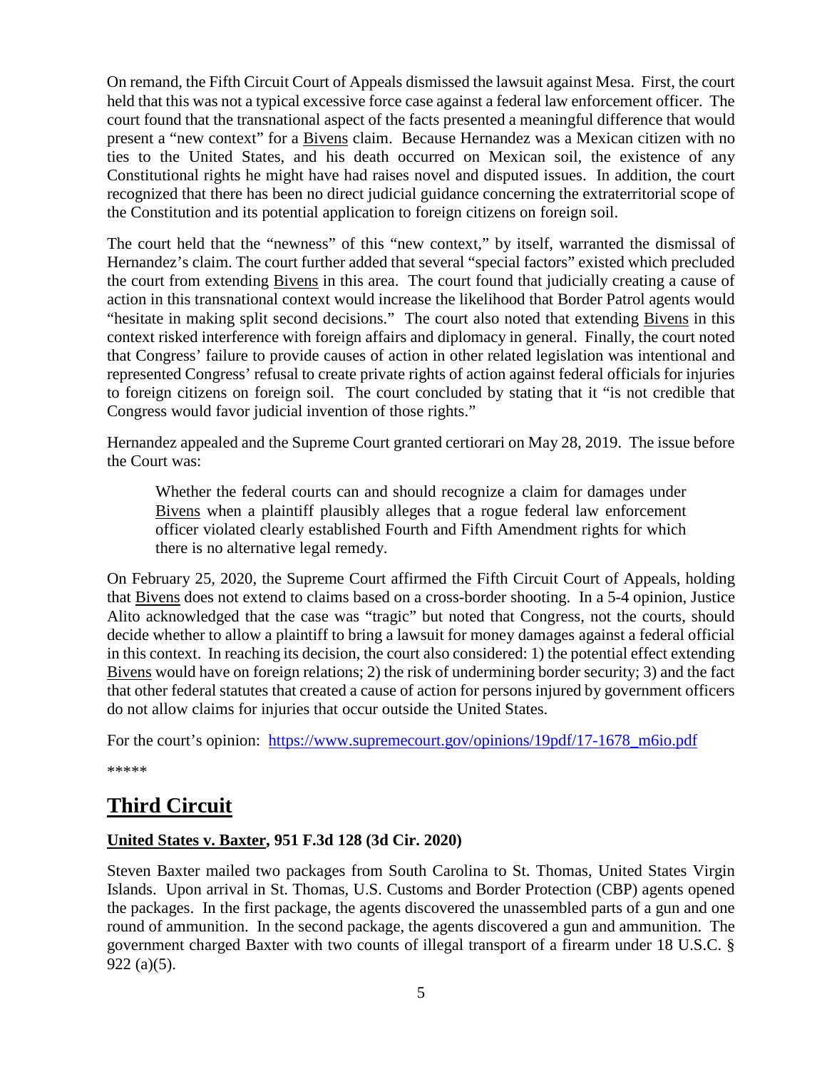On remand, the Fifth Circuit Court of Appeals dismissed the lawsuit against Mesa. First, the court held that this was not a typical excessive force case against a federal law enforcement officer. The court found that the transnational aspect of the facts presented a meaningful difference that would present a "new context" for a Bivens claim. Because Hernandez was a Mexican citizen with no ties to the United States, and his death occurred on Mexican soil, the existence of any Constitutional rights he might have had raises novel and disputed issues. In addition, the court recognized that there has been no direct judicial guidance concerning the extraterritorial scope of the Constitution and its potential application to foreign citizens on foreign soil.

The court held that the "newness" of this "new context," by itself, warranted the dismissal of Hernandez's claim. The court further added that several "special factors" existed which precluded the court from extending Bivens in this area. The court found that judicially creating a cause of action in this transnational context would increase the likelihood that Border Patrol agents would "hesitate in making split second decisions." The court also noted that extending Bivens in this context risked interference with foreign affairs and diplomacy in general. Finally, the court noted that Congress' failure to provide causes of action in other related legislation was intentional and represented Congress' refusal to create private rights of action against federal officials for injuries to foreign citizens on foreign soil. The court concluded by stating that it "is not credible that Congress would favor judicial invention of those rights."

Hernandez appealed and the Supreme Court granted certiorari on May 28, 2019. The issue before the Court was:

> Whether the federal courts can and should recognize a claim for damages under Bivens when a plaintiff plausibly alleges that a rogue federal law enforcement officer violated clearly established Fourth and Fifth Amendment rights for which there is no alternative legal remedy.

On February 25, 2020, the Supreme Court affirmed the Fifth Circuit Court of Appeals, holding that Bivens does not extend to claims based on a cross-border shooting. In a 5-4 opinion, Justice Alito acknowledged that the case was "tragic" but noted that Congress, not the courts, should decide whether to allow a plaintiff to bring a lawsuit for money damages against a federal official in this context. In reaching its decision, the court also considered: 1) the potential effect extending Bivens would have on foreign relations; 2) the risk of undermining border security; 3) and the fact that other federal statutes that created a cause of action for persons injured by government officers do not allow claims for injuries that occur outside the United States.

For the court's opinion: https://www.supremecourt.gov/opinions/19pdf/17-1678_m6io.pdf

*****

## Third Circuit

### United States v. Baxter, 951 F.3d 128 (3d Cir. 2020)

Steven Baxter mailed two packages from South Carolina to St. Thomas, United States Virgin Islands. Upon arrival in St. Thomas, U.S. Customs and Border Protection (CBP) agents opened the packages. In the first package, the agents discovered the unassembled parts of a gun and one round of ammunition. In the second package, the agents discovered a gun and ammunition. The government charged Baxter with two counts of illegal transport of a firearm under 18 U.S.C. § 922 (a)(5).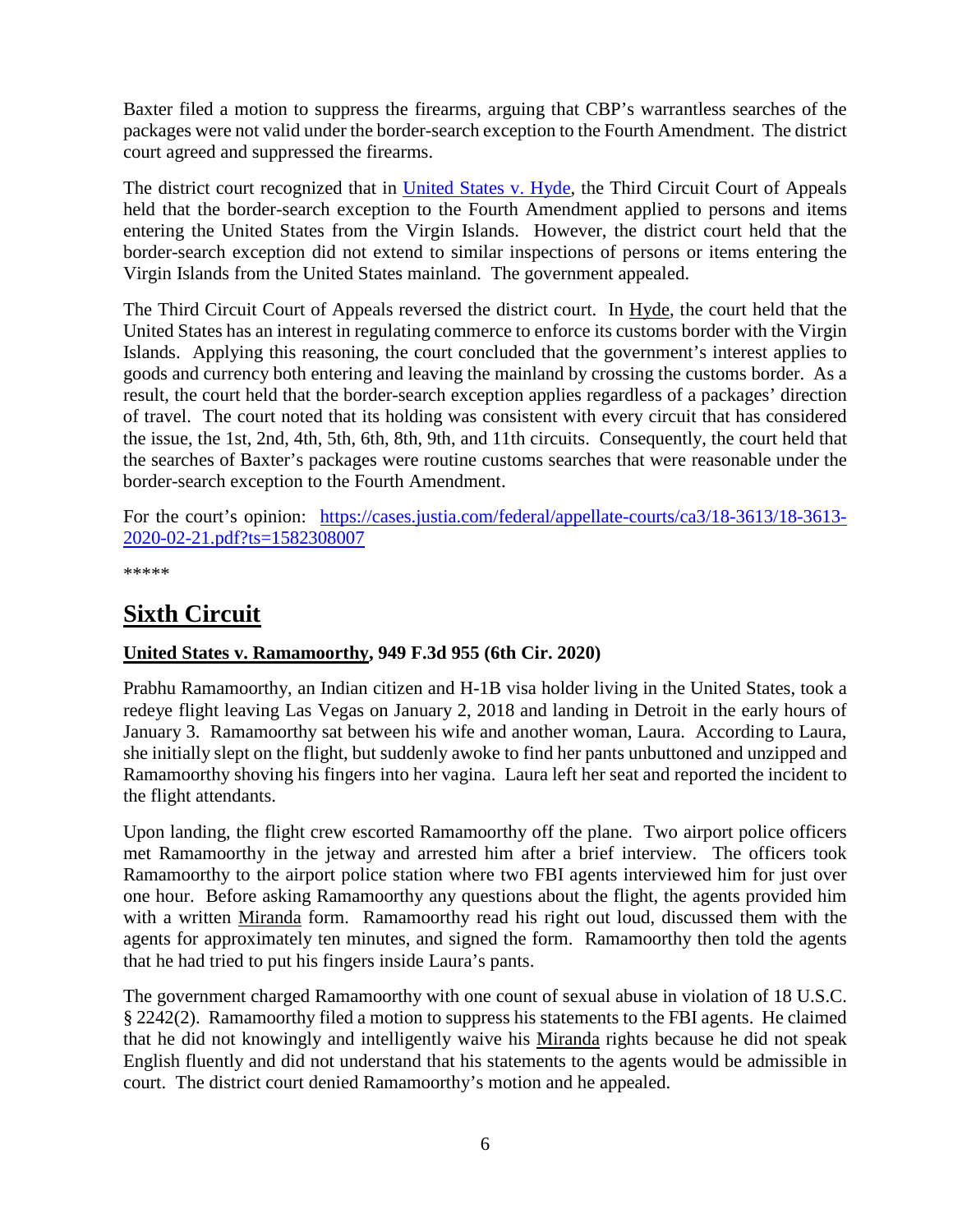Baxter filed a motion to suppress the firearms, arguing that CBP's warrantless searches of the packages were not valid under the border-search exception to the Fourth Amendment. The district court agreed and suppressed the firearms.

The district court recognized that in United States v. Hyde, the Third Circuit Court of Appeals held that the border-search exception to the Fourth Amendment applied to persons and items entering the United States from the Virgin Islands. However, the district court held that the border-search exception did not extend to similar inspections of persons or items entering the Virgin Islands from the United States mainland. The government appealed.

The Third Circuit Court of Appeals reversed the district court. In Hyde, the court held that the United States has an interest in regulating commerce to enforce its customs border with the Virgin Islands. Applying this reasoning, the court concluded that the government's interest applies to goods and currency both entering and leaving the mainland by crossing the customs border. As a result, the court held that the border-search exception applies regardless of a packages' direction of travel. The court noted that its holding was consistent with every circuit that has considered the issue, the 1st, 2nd, 4th, 5th, 6th, 8th, 9th, and 11th circuits. Consequently, the court held that the searches of Baxter's packages were routine customs searches that were reasonable under the border-search exception to the Fourth Amendment.

For the court's opinion: https://cases.justia.com/federal/appellate-courts/ca3/18-3613/18-3613-2020-02-21.pdf?ts=1582308007

*****

## Sixth Circuit

### United States v. Ramamoorthy, 949 F.3d 955 (6th Cir. 2020)

Prabhu Ramamoorthy, an Indian citizen and H-1B visa holder living in the United States, took a redeye flight leaving Las Vegas on January 2, 2018 and landing in Detroit in the early hours of January 3. Ramamoorthy sat between his wife and another woman, Laura. According to Laura, she initially slept on the flight, but suddenly awoke to find her pants unbuttoned and unzipped and Ramamoorthy shoving his fingers into her vagina. Laura left her seat and reported the incident to the flight attendants.

Upon landing, the flight crew escorted Ramamoorthy off the plane. Two airport police officers met Ramamoorthy in the jetway and arrested him after a brief interview. The officers took Ramamoorthy to the airport police station where two FBI agents interviewed him for just over one hour. Before asking Ramamoorthy any questions about the flight, the agents provided him with a written Miranda form. Ramamoorthy read his right out loud, discussed them with the agents for approximately ten minutes, and signed the form. Ramamoorthy then told the agents that he had tried to put his fingers inside Laura's pants.

The government charged Ramamoorthy with one count of sexual abuse in violation of 18 U.S.C. § 2242(2). Ramamoorthy filed a motion to suppress his statements to the FBI agents. He claimed that he did not knowingly and intelligently waive his Miranda rights because he did not speak English fluently and did not understand that his statements to the agents would be admissible in court. The district court denied Ramamoorthy's motion and he appealed.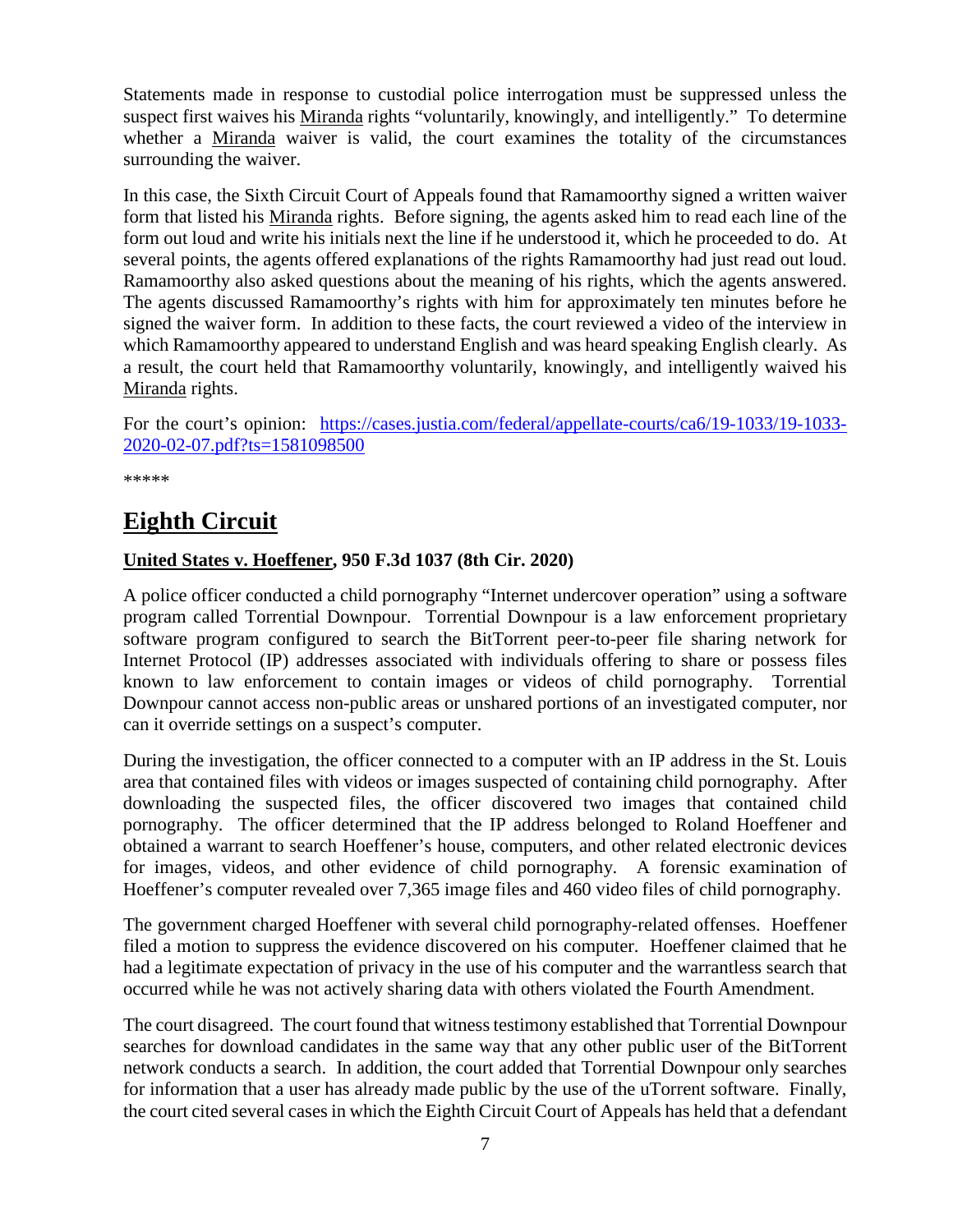Statements made in response to custodial police interrogation must be suppressed unless the suspect first waives his Miranda rights "voluntarily, knowingly, and intelligently." To determine whether a Miranda waiver is valid, the court examines the totality of the circumstances surrounding the waiver.

In this case, the Sixth Circuit Court of Appeals found that Ramamoorthy signed a written waiver form that listed his Miranda rights. Before signing, the agents asked him to read each line of the form out loud and write his initials next the line if he understood it, which he proceeded to do. At several points, the agents offered explanations of the rights Ramamoorthy had just read out loud. Ramamoorthy also asked questions about the meaning of his rights, which the agents answered. The agents discussed Ramamoorthy's rights with him for approximately ten minutes before he signed the waiver form. In addition to these facts, the court reviewed a video of the interview in which Ramamoorthy appeared to understand English and was heard speaking English clearly. As a result, the court held that Ramamoorthy voluntarily, knowingly, and intelligently waived his Miranda rights.

For the court's opinion: [https://cases.justia.com/federal/appellate-courts/ca6/19-1033/19-1033-2020-02-07.pdf?ts=1581098500](https://cases.justia.com/federal/appellate-courts/ca6/19-1033/19-1033-2020-02-07.pdf?ts=1581098500)

*****

# Eighth Circuit

### United States v. Hoeffener, 950 F.3d 1037 (8th Cir. 2020)

A police officer conducted a child pornography "Internet undercover operation" using a software program called Torrential Downpour. Torrential Downpour is a law enforcement proprietary software program configured to search the BitTorrent peer-to-peer file sharing network for Internet Protocol (IP) addresses associated with individuals offering to share or possess files known to law enforcement to contain images or videos of child pornography. Torrential Downpour cannot access non-public areas or unshared portions of an investigated computer, nor can it override settings on a suspect's computer.

During the investigation, the officer connected to a computer with an IP address in the St. Louis area that contained files with videos or images suspected of containing child pornography. After downloading the suspected files, the officer discovered two images that contained child pornography. The officer determined that the IP address belonged to Roland Hoeffener and obtained a warrant to search Hoeffener's house, computers, and other related electronic devices for images, videos, and other evidence of child pornography. A forensic examination of Hoeffener's computer revealed over 7,365 image files and 460 video files of child pornography.

The government charged Hoeffener with several child pornography-related offenses. Hoeffener filed a motion to suppress the evidence discovered on his computer. Hoeffener claimed that he had a legitimate expectation of privacy in the use of his computer and the warrantless search that occurred while he was not actively sharing data with others violated the Fourth Amendment.

The court disagreed. The court found that witness testimony established that Torrential Downpour searches for download candidates in the same way that any other public user of the BitTorrent network conducts a search. In addition, the court added that Torrential Downpour only searches for information that a user has already made public by the use of the uTorrent software. Finally, the court cited several cases in which the Eighth Circuit Court of Appeals has held that a defendant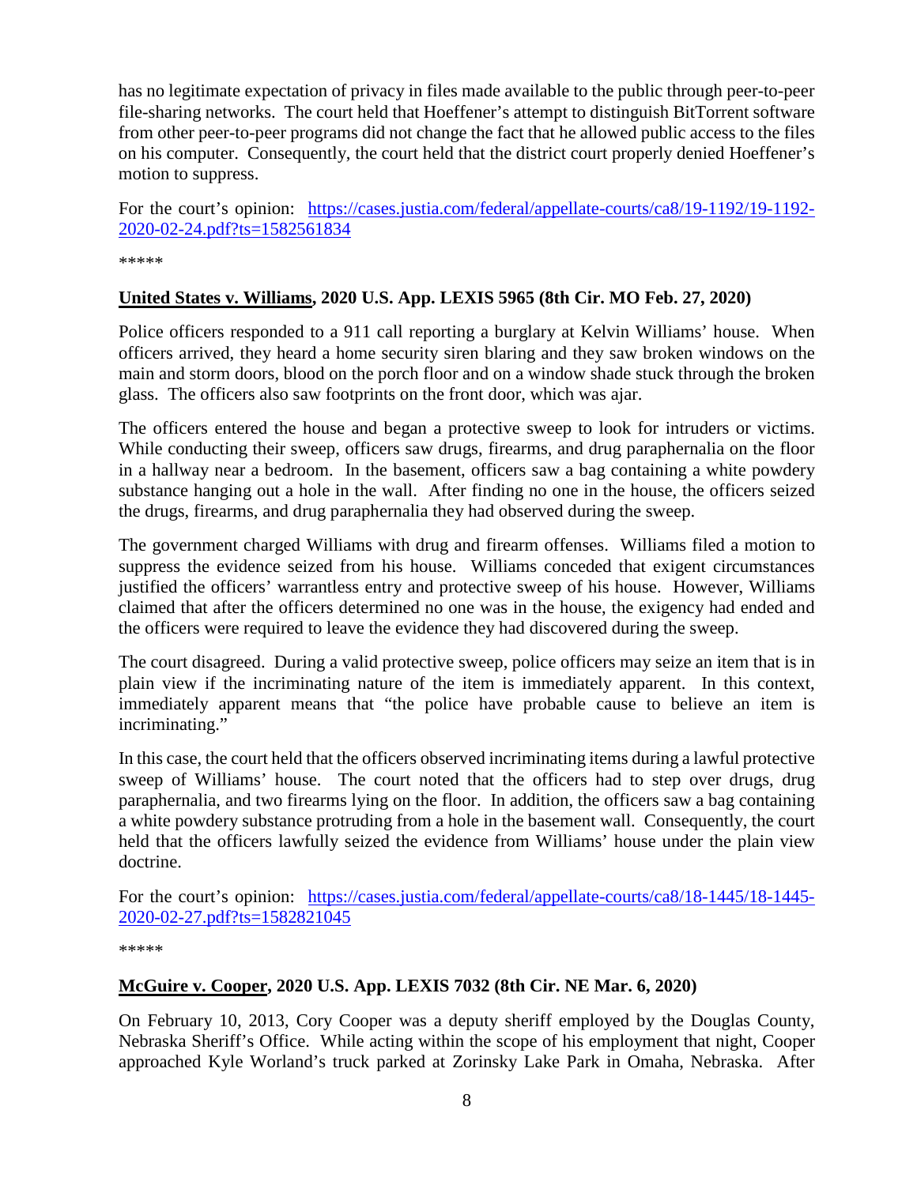has no legitimate expectation of privacy in files made available to the public through peer-to-peer file-sharing networks. The court held that Hoeffener's attempt to distinguish BitTorrent software from other peer-to-peer programs did not change the fact that he allowed public access to the files on his computer. Consequently, the court held that the district court properly denied Hoeffener's motion to suppress.

For the court's opinion: [https://cases.justia.com/federal/appellate-courts/ca8/19-1192/19-1192-2020-02-24.pdf?ts=1582561834](https://cases.justia.com/federal/appellate-courts/ca8/19-1192/19-1192-2020-02-24.pdf?ts=1582561834)

*****

**<u>United States v. Williams</u>, 2020 U.S. App. LEXIS 5965 (8th Cir. MO Feb. 27, 2020)**

Police officers responded to a 911 call reporting a burglary at Kelvin Williams' house. When officers arrived, they heard a home security siren blaring and they saw broken windows on the main and storm doors, blood on the porch floor and on a window shade stuck through the broken glass. The officers also saw footprints on the front door, which was ajar.

The officers entered the house and began a protective sweep to look for intruders or victims. While conducting their sweep, officers saw drugs, firearms, and drug paraphernalia on the floor in a hallway near a bedroom. In the basement, officers saw a bag containing a white powdery substance hanging out a hole in the wall. After finding no one in the house, the officers seized the drugs, firearms, and drug paraphernalia they had observed during the sweep.

The government charged Williams with drug and firearm offenses. Williams filed a motion to suppress the evidence seized from his house. Williams conceded that exigent circumstances justified the officers' warrantless entry and protective sweep of his house. However, Williams claimed that after the officers determined no one was in the house, the exigency had ended and the officers were required to leave the evidence they had discovered during the sweep.

The court disagreed. During a valid protective sweep, police officers may seize an item that is in plain view if the incriminating nature of the item is immediately apparent. In this context, immediately apparent means that "the police have probable cause to believe an item is incriminating."

In this case, the court held that the officers observed incriminating items during a lawful protective sweep of Williams' house. The court noted that the officers had to step over drugs, drug paraphernalia, and two firearms lying on the floor. In addition, the officers saw a bag containing a white powdery substance protruding from a hole in the basement wall. Consequently, the court held that the officers lawfully seized the evidence from Williams' house under the plain view doctrine.

For the court's opinion: [https://cases.justia.com/federal/appellate-courts/ca8/18-1445/18-1445-2020-02-27.pdf?ts=1582821045](https://cases.justia.com/federal/appellate-courts/ca8/18-1445/18-1445-2020-02-27.pdf?ts=1582821045)

*****

**<u>McGuire v. Cooper</u>, 2020 U.S. App. LEXIS 7032 (8th Cir. NE Mar. 6, 2020)**

On February 10, 2013, Cory Cooper was a deputy sheriff employed by the Douglas County, Nebraska Sheriff's Office. While acting within the scope of his employment that night, Cooper approached Kyle Worland's truck parked at Zorinsky Lake Park in Omaha, Nebraska. After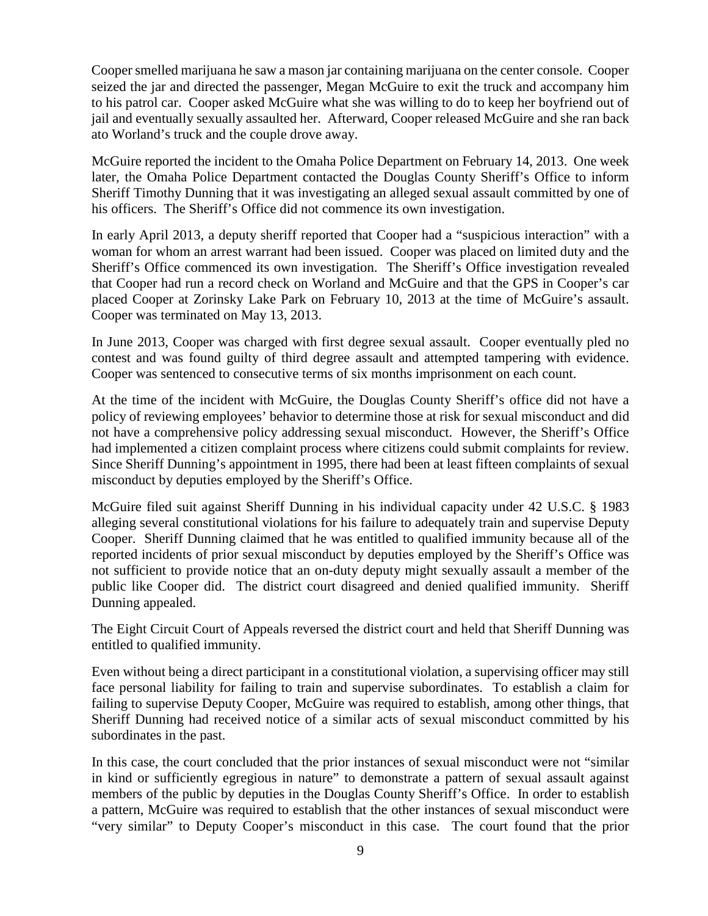Cooper smelled marijuana he saw a mason jar containing marijuana on the center console. Cooper seized the jar and directed the passenger, Megan McGuire to exit the truck and accompany him to his patrol car. Cooper asked McGuire what she was willing to do to keep her boyfriend out of jail and eventually sexually assaulted her. Afterward, Cooper released McGuire and she ran back ato Worland's truck and the couple drove away.

McGuire reported the incident to the Omaha Police Department on February 14, 2013. One week later, the Omaha Police Department contacted the Douglas County Sheriff's Office to inform Sheriff Timothy Dunning that it was investigating an alleged sexual assault committed by one of his officers. The Sheriff's Office did not commence its own investigation.

In early April 2013, a deputy sheriff reported that Cooper had a "suspicious interaction" with a woman for whom an arrest warrant had been issued. Cooper was placed on limited duty and the Sheriff's Office commenced its own investigation. The Sheriff's Office investigation revealed that Cooper had run a record check on Worland and McGuire and that the GPS in Cooper's car placed Cooper at Zorinsky Lake Park on February 10, 2013 at the time of McGuire's assault. Cooper was terminated on May 13, 2013.

In June 2013, Cooper was charged with first degree sexual assault. Cooper eventually pled no contest and was found guilty of third degree assault and attempted tampering with evidence. Cooper was sentenced to consecutive terms of six months imprisonment on each count.

At the time of the incident with McGuire, the Douglas County Sheriff's office did not have a policy of reviewing employees' behavior to determine those at risk for sexual misconduct and did not have a comprehensive policy addressing sexual misconduct. However, the Sheriff's Office had implemented a citizen complaint process where citizens could submit complaints for review. Since Sheriff Dunning's appointment in 1995, there had been at least fifteen complaints of sexual misconduct by deputies employed by the Sheriff's Office.

McGuire filed suit against Sheriff Dunning in his individual capacity under 42 U.S.C. § 1983 alleging several constitutional violations for his failure to adequately train and supervise Deputy Cooper. Sheriff Dunning claimed that he was entitled to qualified immunity because all of the reported incidents of prior sexual misconduct by deputies employed by the Sheriff's Office was not sufficient to provide notice that an on-duty deputy might sexually assault a member of the public like Cooper did. The district court disagreed and denied qualified immunity. Sheriff Dunning appealed.

The Eight Circuit Court of Appeals reversed the district court and held that Sheriff Dunning was entitled to qualified immunity.

Even without being a direct participant in a constitutional violation, a supervising officer may still face personal liability for failing to train and supervise subordinates. To establish a claim for failing to supervise Deputy Cooper, McGuire was required to establish, among other things, that Sheriff Dunning had received notice of a similar acts of sexual misconduct committed by his subordinates in the past.

In this case, the court concluded that the prior instances of sexual misconduct were not "similar in kind or sufficiently egregious in nature" to demonstrate a pattern of sexual assault against members of the public by deputies in the Douglas County Sheriff's Office. In order to establish a pattern, McGuire was required to establish that the other instances of sexual misconduct were "very similar" to Deputy Cooper's misconduct in this case. The court found that the prior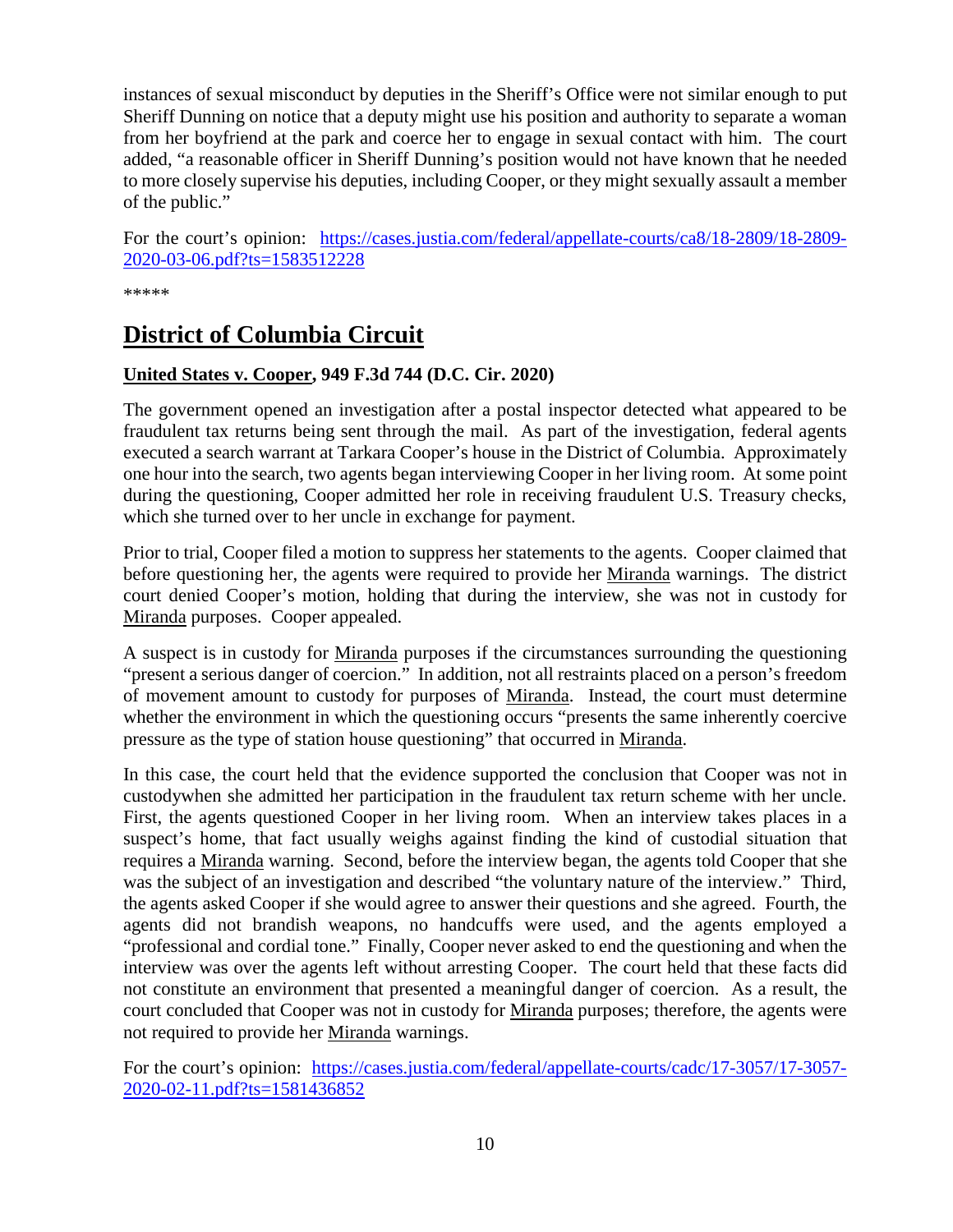instances of sexual misconduct by deputies in the Sheriff's Office were not similar enough to put Sheriff Dunning on notice that a deputy might use his position and authority to separate a woman from her boyfriend at the park and coerce her to engage in sexual contact with him. The court added, "a reasonable officer in Sheriff Dunning's position would not have known that he needed to more closely supervise his deputies, including Cooper, or they might sexually assault a member of the public."

For the court's opinion: [https://cases.justia.com/federal/appellate-courts/ca8/18-2809/18-2809-2020-03-06.pdf?ts=1583512228](https://cases.justia.com/federal/appellate-courts/ca8/18-2809/18-2809-2020-03-06.pdf?ts=1583512228)

*****

# District of Columbia Circuit

**United States v. Cooper, 949 F.3d 744 (D.C. Cir. 2020)**

The government opened an investigation after a postal inspector detected what appeared to be fraudulent tax returns being sent through the mail. As part of the investigation, federal agents executed a search warrant at Tarkara Cooper's house in the District of Columbia. Approximately one hour into the search, two agents began interviewing Cooper in her living room. At some point during the questioning, Cooper admitted her role in receiving fraudulent U.S. Treasury checks, which she turned over to her uncle in exchange for payment.

Prior to trial, Cooper filed a motion to suppress her statements to the agents. Cooper claimed that before questioning her, the agents were required to provide her Miranda warnings. The district court denied Cooper's motion, holding that during the interview, she was not in custody for Miranda purposes. Cooper appealed.

A suspect is in custody for Miranda purposes if the circumstances surrounding the questioning "present a serious danger of coercion." In addition, not all restraints placed on a person's freedom of movement amount to custody for purposes of Miranda. Instead, the court must determine whether the environment in which the questioning occurs "presents the same inherently coercive pressure as the type of station house questioning" that occurred in Miranda.

In this case, the court held that the evidence supported the conclusion that Cooper was not in custodywhen she admitted her participation in the fraudulent tax return scheme with her uncle. First, the agents questioned Cooper in her living room. When an interview takes places in a suspect's home, that fact usually weighs against finding the kind of custodial situation that requires a Miranda warning. Second, before the interview began, the agents told Cooper that she was the subject of an investigation and described "the voluntary nature of the interview." Third, the agents asked Cooper if she would agree to answer their questions and she agreed. Fourth, the agents did not brandish weapons, no handcuffs were used, and the agents employed a "professional and cordial tone." Finally, Cooper never asked to end the questioning and when the interview was over the agents left without arresting Cooper. The court held that these facts did not constitute an environment that presented a meaningful danger of coercion. As a result, the court concluded that Cooper was not in custody for Miranda purposes; therefore, the agents were not required to provide her Miranda warnings.

For the court's opinion: [https://cases.justia.com/federal/appellate-courts/cadc/17-3057/17-3057-2020-02-11.pdf?ts=1581436852](https://cases.justia.com/federal/appellate-courts/cadc/17-3057/17-3057-2020-02-11.pdf?ts=1581436852)